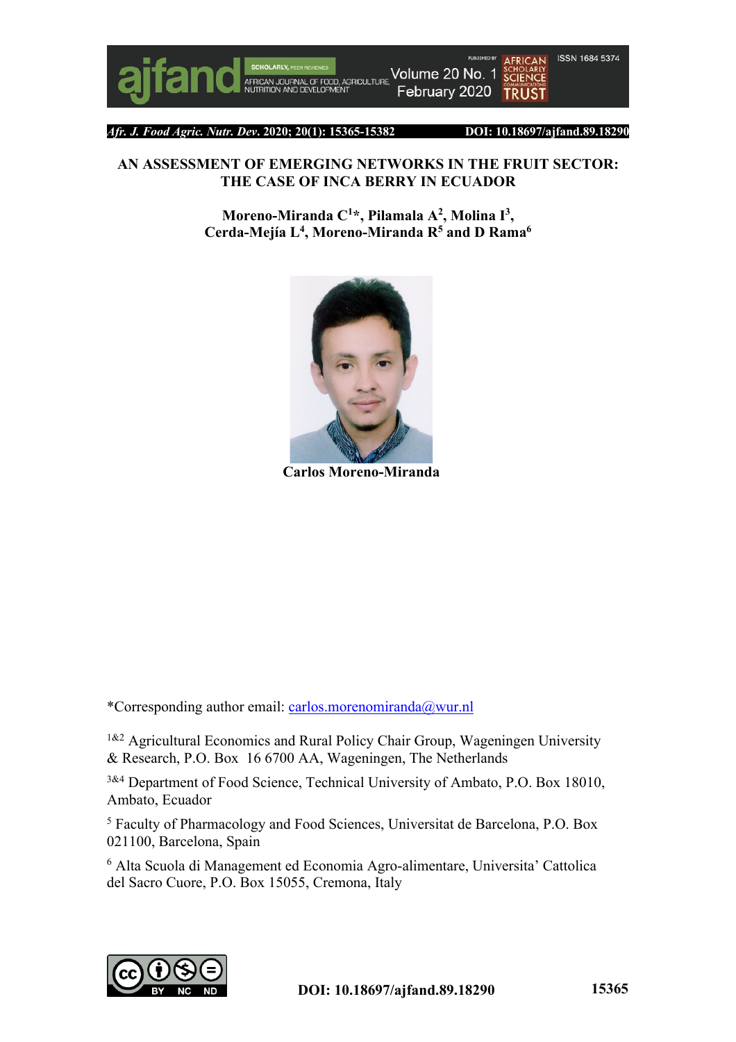# AN ASSESSMENT OF EMERGING NETWORKS IN THE FRUIT SECTOR: THE CASE OF INCA BERRY IN ECUADOR

**Moreno-Miranda C[1]\*, Pilamala A[2], Molina I[3], Cerda-Mejía L[4], Moreno-Miranda R[5] and D Rama[6]**

**Carlos Moreno-Miranda**

\*Corresponding author email: carlos.morenomiranda@wur.nl

[1&2] Agricultural Economics and Rural Policy Chair Group, Wageningen University & Research, P.O. Box 16 6700 AA, Wageningen, The Netherlands

[3&4] Department of Food Science, Technical University of Ambato, P.O. Box 18010, Ambato, Ecuador

[5] Faculty of Pharmacology and Food Sciences, Universitat de Barcelona, P.O. Box 021100, Barcelona, Spain

[6] Alta Scuola di Management ed Economia Agro-alimentare, Universita' Cattolica del Sacro Cuore, P.O. Box 15055, Cremona, Italy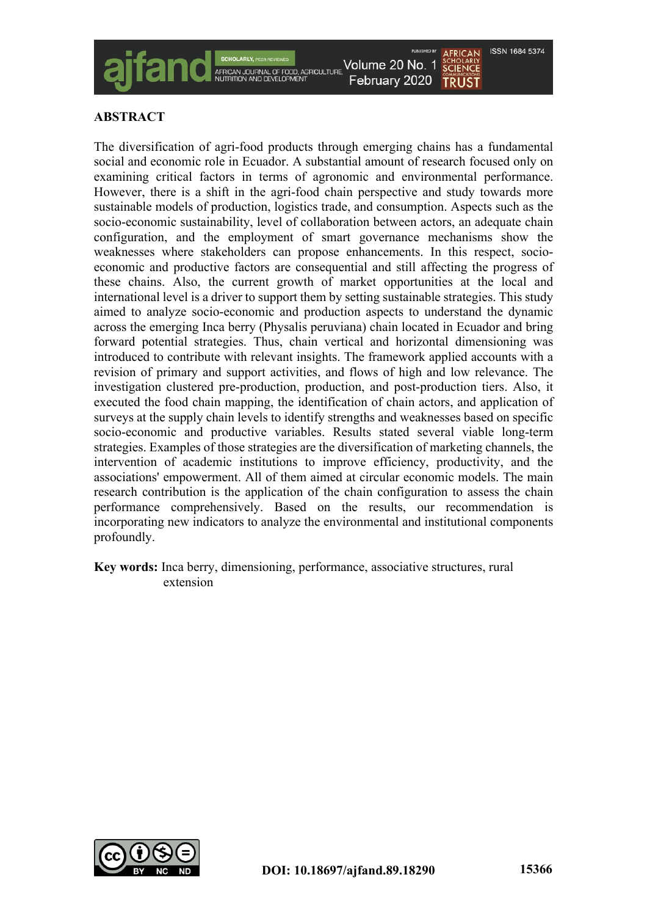## ABSTRACT

The diversification of agri-food products through emerging chains has a fundamental social and economic role in Ecuador. A substantial amount of research focused only on examining critical factors in terms of agronomic and environmental performance. However, there is a shift in the agri-food chain perspective and study towards more sustainable models of production, logistics trade, and consumption. Aspects such as the socio-economic sustainability, level of collaboration between actors, an adequate chain configuration, and the employment of smart governance mechanisms show the weaknesses where stakeholders can propose enhancements. In this respect, socio-economic and productive factors are consequential and still affecting the progress of these chains. Also, the current growth of market opportunities at the local and international level is a driver to support them by setting sustainable strategies. This study aimed to analyze socio-economic and production aspects to understand the dynamic across the emerging Inca berry (Physalis peruviana) chain located in Ecuador and bring forward potential strategies. Thus, chain vertical and horizontal dimensioning was introduced to contribute with relevant insights. The framework applied accounts with a revision of primary and support activities, and flows of high and low relevance. The investigation clustered pre-production, production, and post-production tiers. Also, it executed the food chain mapping, the identification of chain actors, and application of surveys at the supply chain levels to identify strengths and weaknesses based on specific socio-economic and productive variables. Results stated several viable long-term strategies. Examples of those strategies are the diversification of marketing channels, the intervention of academic institutions to improve efficiency, productivity, and the associations' empowerment. All of them aimed at circular economic models. The main research contribution is the application of the chain configuration to assess the chain performance comprehensively. Based on the results, our recommendation is incorporating new indicators to analyze the environmental and institutional components profoundly.

**Key words:** Inca berry, dimensioning, performance, associative structures, rural extension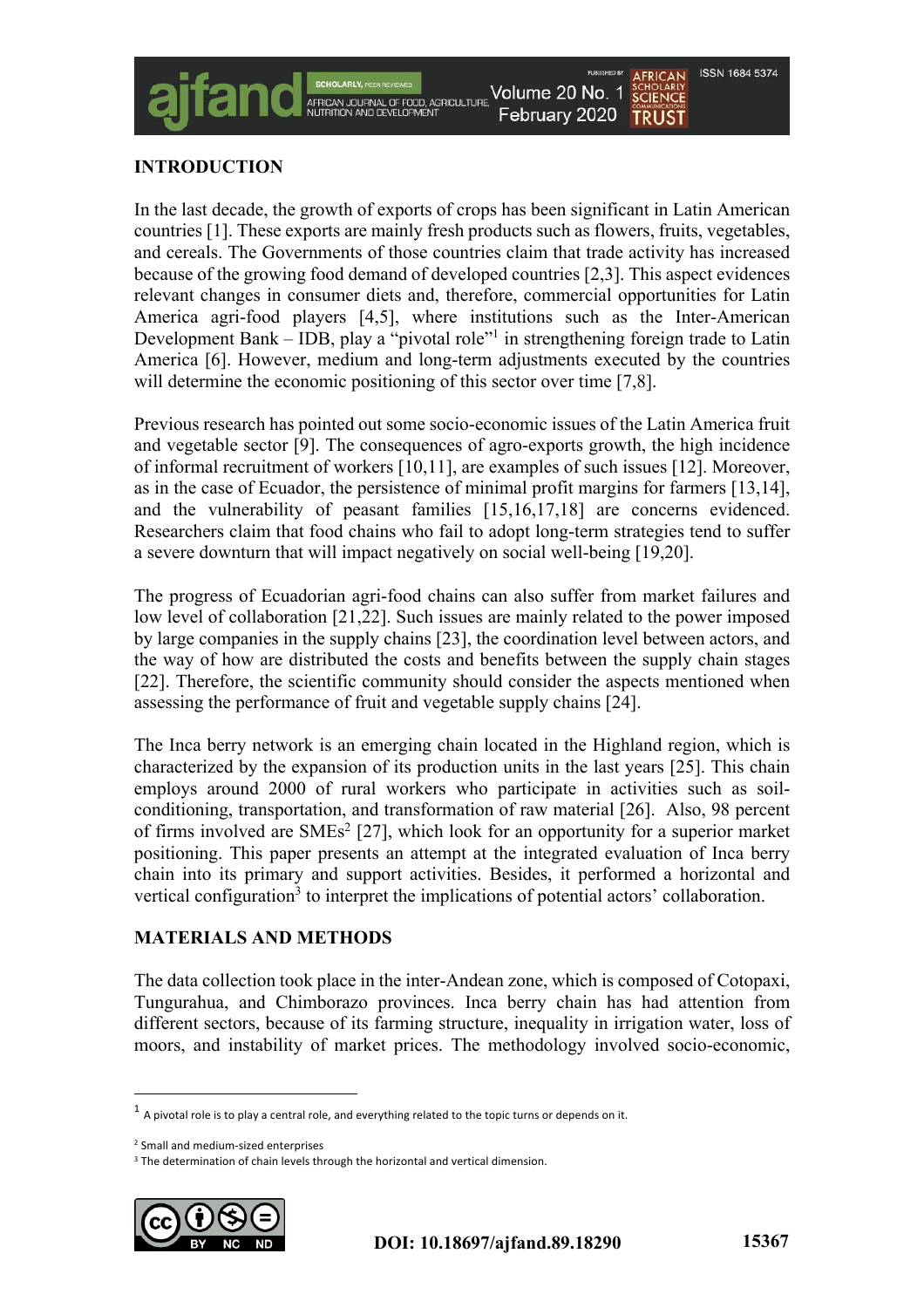## INTRODUCTION

In the last decade, the growth of exports of crops has been significant in Latin American countries [1]. These exports are mainly fresh products such as flowers, fruits, vegetables, and cereals. The Governments of those countries claim that trade activity has increased because of the growing food demand of developed countries [2,3]. This aspect evidences relevant changes in consumer diets and, therefore, commercial opportunities for Latin America agri-food players [4,5], where institutions such as the Inter-American Development Bank – IDB, play a "pivotal role"[1] in strengthening foreign trade to Latin America [6]. However, medium and long-term adjustments executed by the countries will determine the economic positioning of this sector over time [7,8].

Previous research has pointed out some socio-economic issues of the Latin America fruit and vegetable sector [9]. The consequences of agro-exports growth, the high incidence of informal recruitment of workers [10,11], are examples of such issues [12]. Moreover, as in the case of Ecuador, the persistence of minimal profit margins for farmers [13,14], and the vulnerability of peasant families [15,16,17,18] are concerns evidenced. Researchers claim that food chains who fail to adopt long-term strategies tend to suffer a severe downturn that will impact negatively on social well-being [19,20].

The progress of Ecuadorian agri-food chains can also suffer from market failures and low level of collaboration [21,22]. Such issues are mainly related to the power imposed by large companies in the supply chains [23], the coordination level between actors, and the way of how are distributed the costs and benefits between the supply chain stages [22]. Therefore, the scientific community should consider the aspects mentioned when assessing the performance of fruit and vegetable supply chains [24].

The Inca berry network is an emerging chain located in the Highland region, which is characterized by the expansion of its production units in the last years [25]. This chain employs around 2000 of rural workers who participate in activities such as soil-conditioning, transportation, and transformation of raw material [26]. Also, 98 percent of firms involved are SMEs[2] [27], which look for an opportunity for a superior market positioning. This paper presents an attempt at the integrated evaluation of Inca berry chain into its primary and support activities. Besides, it performed a horizontal and vertical configuration[3] to interpret the implications of potential actors' collaboration.

## MATERIALS AND METHODS

The data collection took place in the inter-Andean zone, which is composed of Cotopaxi, Tungurahua, and Chimborazo provinces. Inca berry chain has had attention from different sectors, because of its farming structure, inequality in irrigation water, loss of moors, and instability of market prices. The methodology involved socio-economic,

---

[1] A pivotal role is to play a central role, and everything related to the topic turns or depends on it.

[2] Small and medium-sized enterprises

[3] The determination of chain levels through the horizontal and vertical dimension.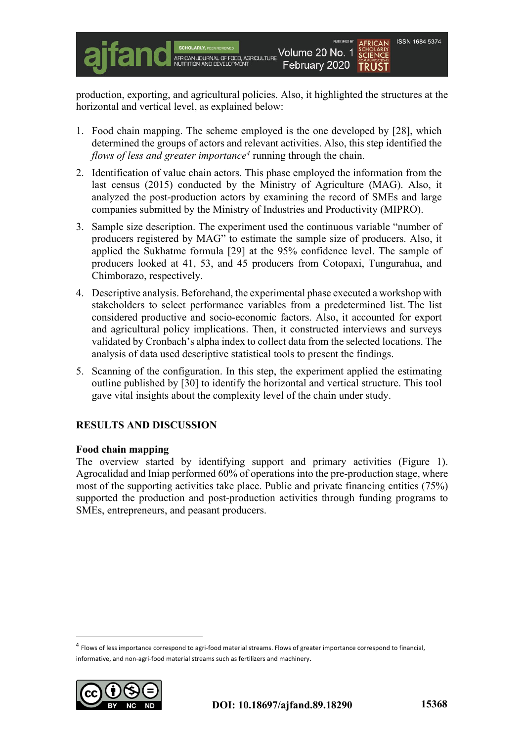production, exporting, and agricultural policies. Also, it highlighted the structures at the horizontal and vertical level, as explained below:

1. Food chain mapping. The scheme employed is the one developed by [28], which determined the groups of actors and relevant activities. Also, this step identified the *flows of less and greater importance*[4] running through the chain.
2. Identification of value chain actors. This phase employed the information from the last census (2015) conducted by the Ministry of Agriculture (MAG). Also, it analyzed the post-production actors by examining the record of SMEs and large companies submitted by the Ministry of Industries and Productivity (MIPRO).
3. Sample size description. The experiment used the continuous variable "number of producers registered by MAG" to estimate the sample size of producers. Also, it applied the Sukhatme formula [29] at the 95% confidence level. The sample of producers looked at 41, 53, and 45 producers from Cotopaxi, Tungurahua, and Chimborazo, respectively.
4. Descriptive analysis. Beforehand, the experimental phase executed a workshop with stakeholders to select performance variables from a predetermined list. The list considered productive and socio-economic factors. Also, it accounted for export and agricultural policy implications. Then, it constructed interviews and surveys validated by Cronbach's alpha index to collect data from the selected locations. The analysis of data used descriptive statistical tools to present the findings.
5. Scanning of the configuration. In this step, the experiment applied the estimating outline published by [30] to identify the horizontal and vertical structure. This tool gave vital insights about the complexity level of the chain under study.

## RESULTS AND DISCUSSION

### Food chain mapping

The overview started by identifying support and primary activities (Figure 1). Agrocalidad and Iniap performed 60% of operations into the pre-production stage, where most of the supporting activities take place. Public and private financing entities (75%) supported the production and post-production activities through funding programs to SMEs, entrepreneurs, and peasant producers.

---

[4] Flows of less importance correspond to agri-food material streams. Flows of greater importance correspond to financial, informative, and non-agri-food material streams such as fertilizers and machinery.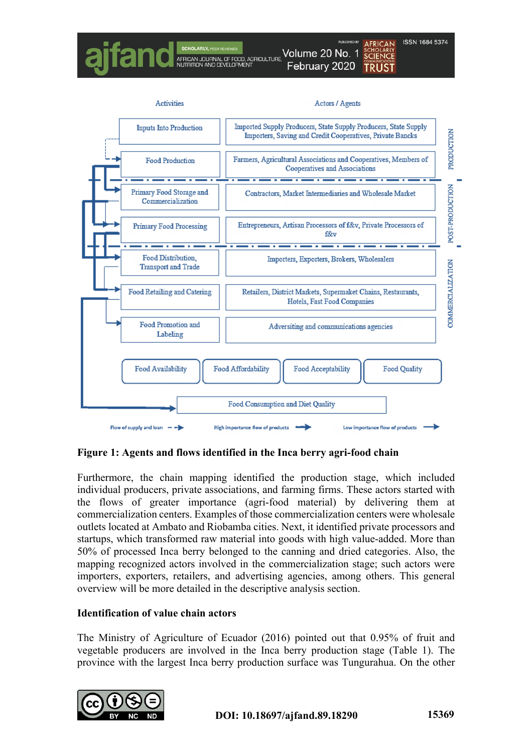| Activities | Actors / Agents | Stage |
|---|---|---|
| Inputs Into Production | Imported Supply Producers, State Supply Producers, State Supply Importers, Saving and Credit Cooperatives, Private Banks | PRODUCTION |
| Food Production | Farmers, Agricultural Associations and Cooperatives, Members of Cooperatives and Associations | PRODUCTION |
| Primary Food Storage and Commercialization | Contractors, Market Intermediaries and Wholesale Market | POST-PRODUCTION |
| Primary Food Processing | Entrepreneurs, Artisan Processors of f&v, Private Processors of f&v | POST-PRODUCTION |
| Food Distribution, Transport and Trade | Importers, Exporters, Brokers, Wholesalers | COMMERCIALIZATION |
| Food Retailing and Catering | Retailers, District Markets, Supermaket Chains, Restaurants, Hotels, Fast Food Companies | COMMERCIALIZATION |
| Food Promotion and Labeling | Adversiting and communications agencies | COMMERCIALIZATION |

Food Availability | Food Affordability | Food Acceptability | Food Quality

Food Consumption and Diet Quality

Flow of supply and loan; High importance flow of products; Low importance flow of products

**Figure 1: Agents and flows identified in the Inca berry agri-food chain**

Furthermore, the chain mapping identified the production stage, which included individual producers, private associations, and farming firms. These actors started with the flows of greater importance (agri-food material) by delivering them at commercialization centers. Examples of those commercialization centers were wholesale outlets located at Ambato and Riobamba cities. Next, it identified private processors and startups, which transformed raw material into goods with high value-added. More than 50% of processed Inca berry belonged to the canning and dried categories. Also, the mapping recognized actors involved in the commercialization stage; such actors were importers, exporters, retailers, and advertising agencies, among others. This general overview will be more detailed in the descriptive analysis section.

**Identification of value chain actors**

The Ministry of Agriculture of Ecuador (2016) pointed out that 0.95% of fruit and vegetable producers are involved in the Inca berry production stage (Table 1). The province with the largest Inca berry production surface was Tungurahua. On the other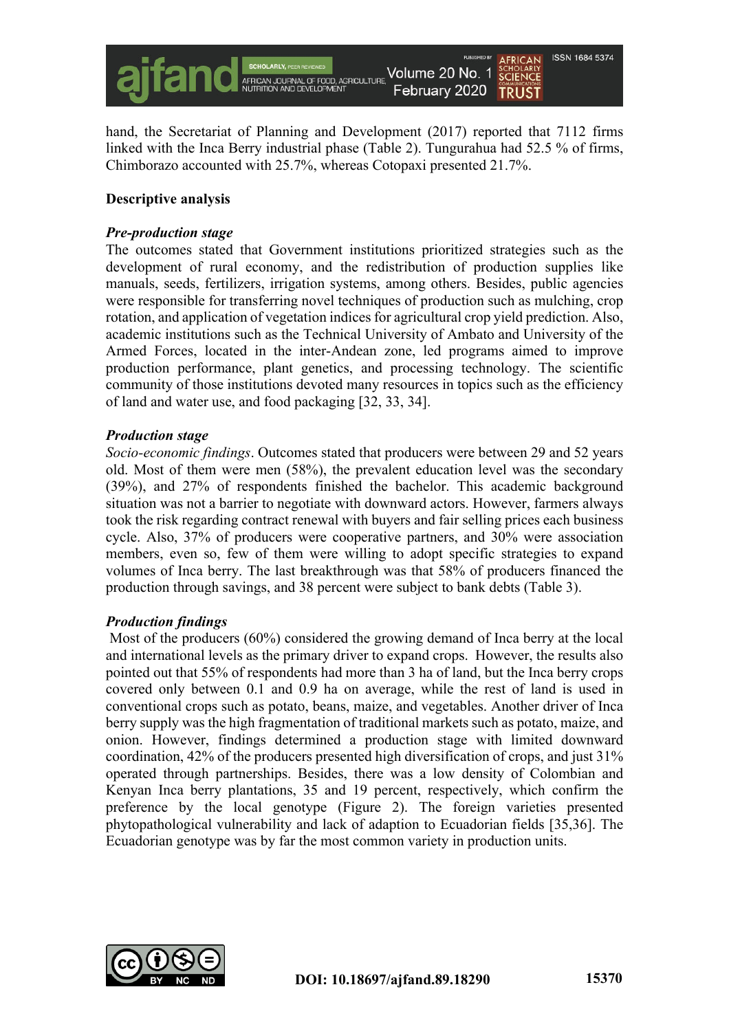hand, the Secretariat of Planning and Development (2017) reported that 7112 firms linked with the Inca Berry industrial phase (Table 2). Tungurahua had 52.5 % of firms, Chimborazo accounted with 25.7%, whereas Cotopaxi presented 21.7%.

**Descriptive analysis**

***Pre-production stage***

The outcomes stated that Government institutions prioritized strategies such as the development of rural economy, and the redistribution of production supplies like manuals, seeds, fertilizers, irrigation systems, among others. Besides, public agencies were responsible for transferring novel techniques of production such as mulching, crop rotation, and application of vegetation indices for agricultural crop yield prediction. Also, academic institutions such as the Technical University of Ambato and University of the Armed Forces, located in the inter-Andean zone, led programs aimed to improve production performance, plant genetics, and processing technology. The scientific community of those institutions devoted many resources in topics such as the efficiency of land and water use, and food packaging [32, 33, 34].

***Production stage***

*Socio-economic findings*. Outcomes stated that producers were between 29 and 52 years old. Most of them were men (58%), the prevalent education level was the secondary (39%), and 27% of respondents finished the bachelor. This academic background situation was not a barrier to negotiate with downward actors. However, farmers always took the risk regarding contract renewal with buyers and fair selling prices each business cycle. Also, 37% of producers were cooperative partners, and 30% were association members, even so, few of them were willing to adopt specific strategies to expand volumes of Inca berry. The last breakthrough was that 58% of producers financed the production through savings, and 38 percent were subject to bank debts (Table 3).

***Production findings***

Most of the producers (60%) considered the growing demand of Inca berry at the local and international levels as the primary driver to expand crops. However, the results also pointed out that 55% of respondents had more than 3 ha of land, but the Inca berry crops covered only between 0.1 and 0.9 ha on average, while the rest of land is used in conventional crops such as potato, beans, maize, and vegetables. Another driver of Inca berry supply was the high fragmentation of traditional markets such as potato, maize, and onion. However, findings determined a production stage with limited downward coordination, 42% of the producers presented high diversification of crops, and just 31% operated through partnerships. Besides, there was a low density of Colombian and Kenyan Inca berry plantations, 35 and 19 percent, respectively, which confirm the preference by the local genotype (Figure 2). The foreign varieties presented phytopathological vulnerability and lack of adaption to Ecuadorian fields [35,36]. The Ecuadorian genotype was by far the most common variety in production units.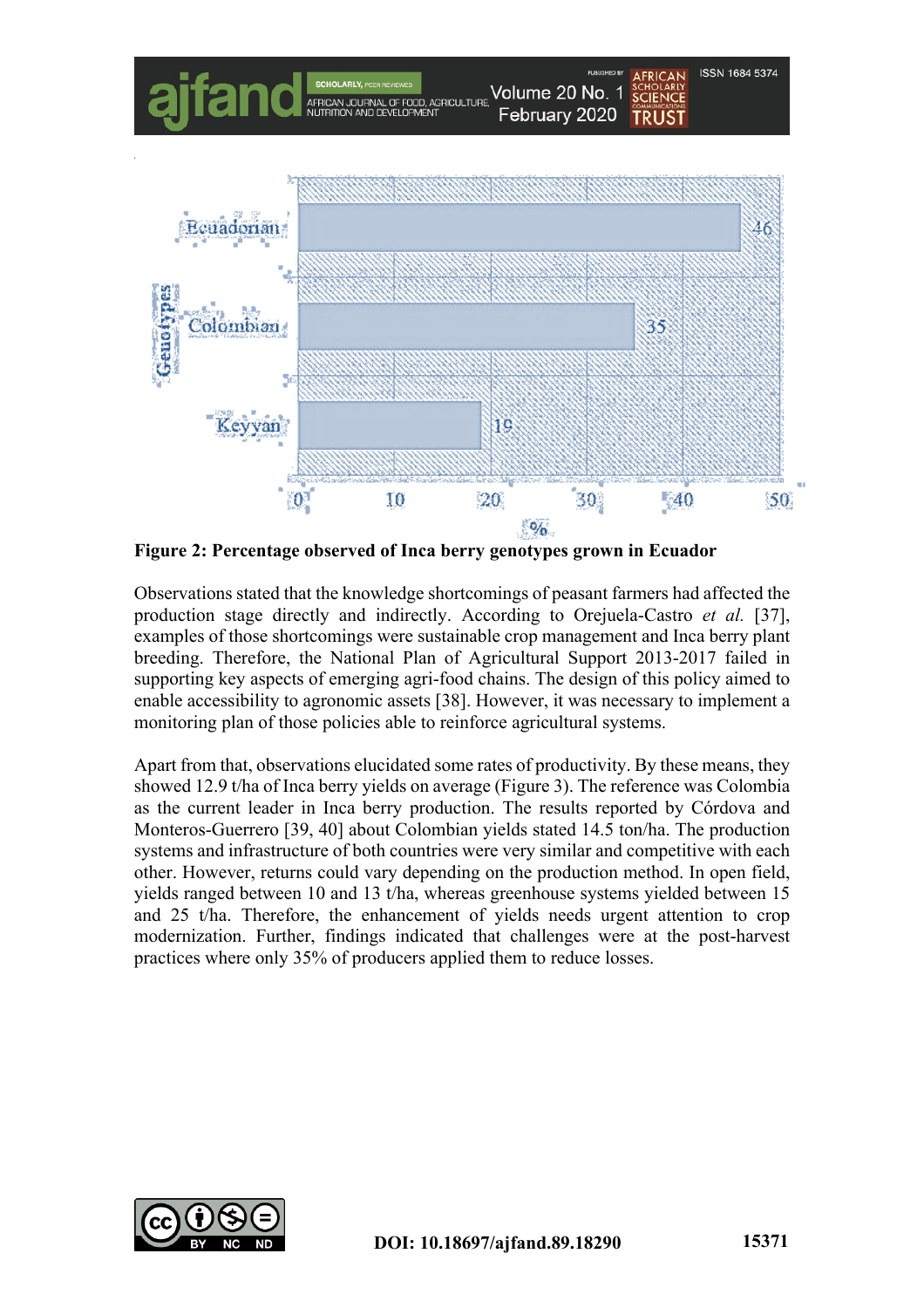**Figure 2: Percentage observed of Inca berry genotypes grown in Ecuador**

Observations stated that the knowledge shortcomings of peasant farmers had affected the production stage directly and indirectly. According to Orejuela-Castro *et al.* [37], examples of those shortcomings were sustainable crop management and Inca berry plant breeding. Therefore, the National Plan of Agricultural Support 2013-2017 failed in supporting key aspects of emerging agri-food chains. The design of this policy aimed to enable accessibility to agronomic assets [38]. However, it was necessary to implement a monitoring plan of those policies able to reinforce agricultural systems.

Apart from that, observations elucidated some rates of productivity. By these means, they showed 12.9 t/ha of Inca berry yields on average (Figure 3). The reference was Colombia as the current leader in Inca berry production. The results reported by Córdova and Monteros-Guerrero [39, 40] about Colombian yields stated 14.5 ton/ha. The production systems and infrastructure of both countries were very similar and competitive with each other. However, returns could vary depending on the production method. In open field, yields ranged between 10 and 13 t/ha, whereas greenhouse systems yielded between 15 and 25 t/ha. Therefore, the enhancement of yields needs urgent attention to crop modernization. Further, findings indicated that challenges were at the post-harvest practices where only 35% of producers applied them to reduce losses.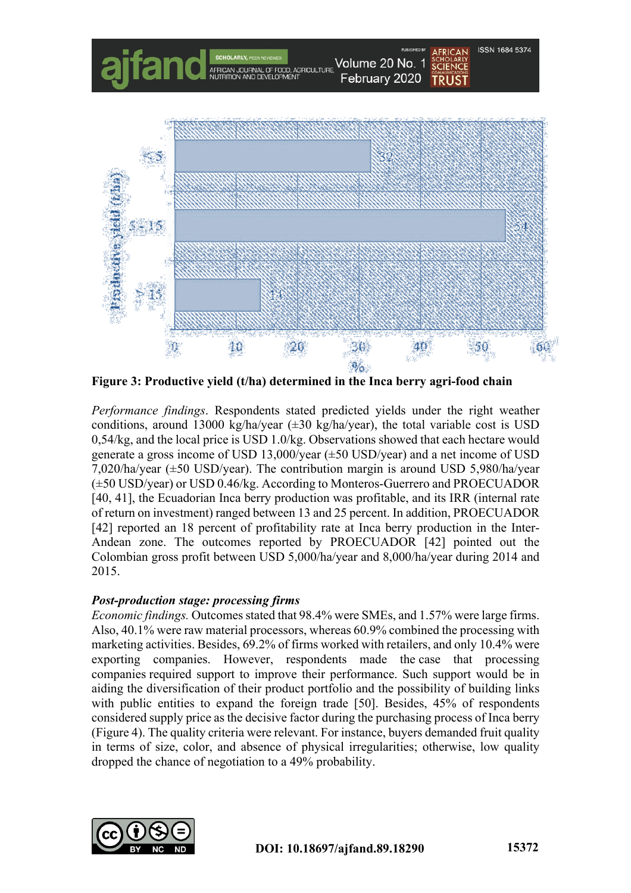**Figure 3: Productive yield (t/ha) determined in the Inca berry agri-food chain**

*Performance findings*. Respondents stated predicted yields under the right weather conditions, around 13000 kg/ha/year (±30 kg/ha/year), the total variable cost is USD 0,54/kg, and the local price is USD 1.0/kg. Observations showed that each hectare would generate a gross income of USD 13,000/year (±50 USD/year) and a net income of USD 7,020/ha/year (±50 USD/year). The contribution margin is around USD 5,980/ha/year (±50 USD/year) or USD 0.46/kg. According to Monteros-Guerrero and PROECUADOR [40, 41], the Ecuadorian Inca berry production was profitable, and its IRR (internal rate of return on investment) ranged between 13 and 25 percent. In addition, PROECUADOR [42] reported an 18 percent of profitability rate at Inca berry production in the Inter-Andean zone. The outcomes reported by PROECUADOR [42] pointed out the Colombian gross profit between USD 5,000/ha/year and 8,000/ha/year during 2014 and 2015.

***Post-production stage: processing firms***

*Economic findings.* Outcomes stated that 98.4% were SMEs, and 1.57% were large firms. Also, 40.1% were raw material processors, whereas 60.9% combined the processing with marketing activities. Besides, 69.2% of firms worked with retailers, and only 10.4% were exporting companies. However, respondents made the case that processing companies required support to improve their performance. Such support would be in aiding the diversification of their product portfolio and the possibility of building links with public entities to expand the foreign trade [50]. Besides, 45% of respondents considered supply price as the decisive factor during the purchasing process of Inca berry (Figure 4). The quality criteria were relevant. For instance, buyers demanded fruit quality in terms of size, color, and absence of physical irregularities; otherwise, low quality dropped the chance of negotiation to a 49% probability.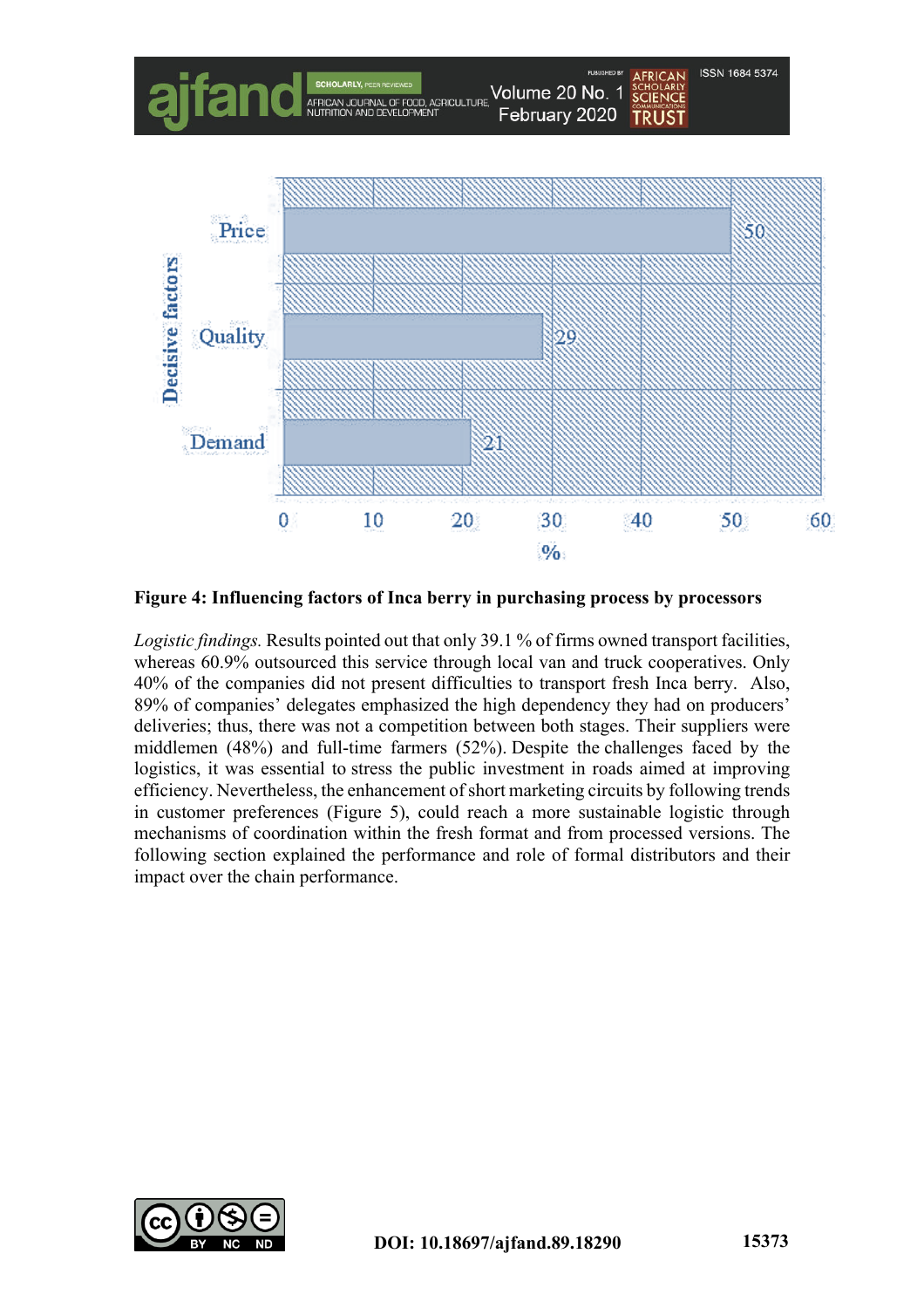**Figure 4: Influencing factors of Inca berry in purchasing process by processors**

*Logistic findings.* Results pointed out that only 39.1 % of firms owned transport facilities, whereas 60.9% outsourced this service through local van and truck cooperatives. Only 40% of the companies did not present difficulties to transport fresh Inca berry. Also, 89% of companies' delegates emphasized the high dependency they had on producers' deliveries; thus, there was not a competition between both stages. Their suppliers were middlemen (48%) and full-time farmers (52%). Despite the challenges faced by the logistics, it was essential to stress the public investment in roads aimed at improving efficiency. Nevertheless, the enhancement of short marketing circuits by following trends in customer preferences (Figure 5), could reach a more sustainable logistic through mechanisms of coordination within the fresh format and from processed versions. The following section explained the performance and role of formal distributors and their impact over the chain performance.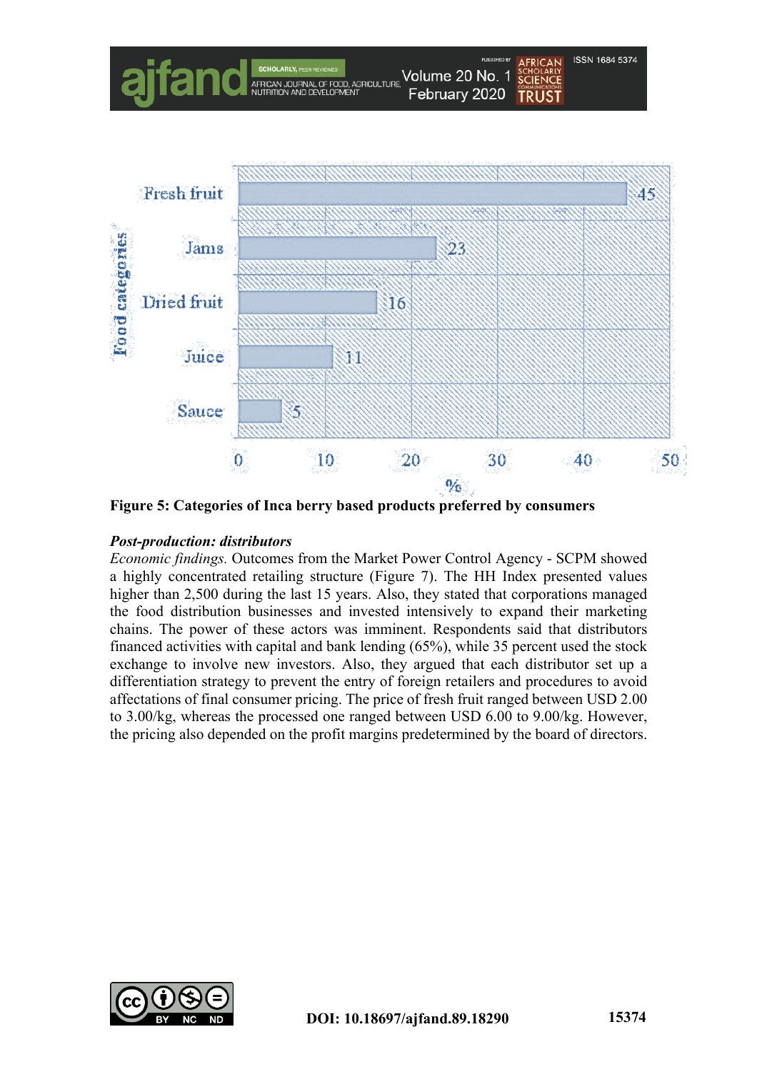**Figure 5: Categories of Inca berry based products preferred by consumers**

***Post-production: distributors***

*Economic findings.* Outcomes from the Market Power Control Agency - SCPM showed a highly concentrated retailing structure (Figure 7). The HH Index presented values higher than 2,500 during the last 15 years. Also, they stated that corporations managed the food distribution businesses and invested intensively to expand their marketing chains. The power of these actors was imminent. Respondents said that distributors financed activities with capital and bank lending (65%), while 35 percent used the stock exchange to involve new investors. Also, they argued that each distributor set up a differentiation strategy to prevent the entry of foreign retailers and procedures to avoid affectations of final consumer pricing. The price of fresh fruit ranged between USD 2.00 to 3.00/kg, whereas the processed one ranged between USD 6.00 to 9.00/kg. However, the pricing also depended on the profit margins predetermined by the board of directors.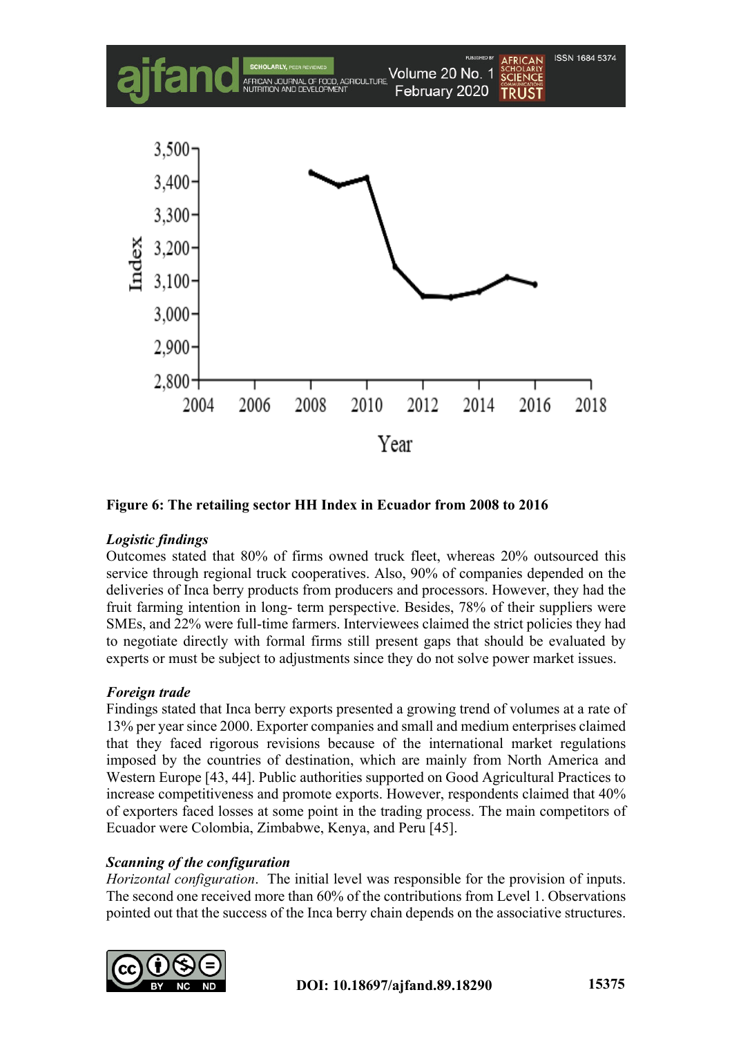**Figure 6: The retailing sector HH Index in Ecuador from 2008 to 2016**

***Logistic findings***

Outcomes stated that 80% of firms owned truck fleet, whereas 20% outsourced this service through regional truck cooperatives. Also, 90% of companies depended on the deliveries of Inca berry products from producers and processors. However, they had the fruit farming intention in long- term perspective. Besides, 78% of their suppliers were SMEs, and 22% were full-time farmers. Interviewees claimed the strict policies they had to negotiate directly with formal firms still present gaps that should be evaluated by experts or must be subject to adjustments since they do not solve power market issues.

***Foreign trade***

Findings stated that Inca berry exports presented a growing trend of volumes at a rate of 13% per year since 2000. Exporter companies and small and medium enterprises claimed that they faced rigorous revisions because of the international market regulations imposed by the countries of destination, which are mainly from North America and Western Europe [43, 44]. Public authorities supported on Good Agricultural Practices to increase competitiveness and promote exports. However, respondents claimed that 40% of exporters faced losses at some point in the trading process. The main competitors of Ecuador were Colombia, Zimbabwe, Kenya, and Peru [45].

***Scanning of the configuration***

*Horizontal configuration*. The initial level was responsible for the provision of inputs. The second one received more than 60% of the contributions from Level 1. Observations pointed out that the success of the Inca berry chain depends on the associative structures.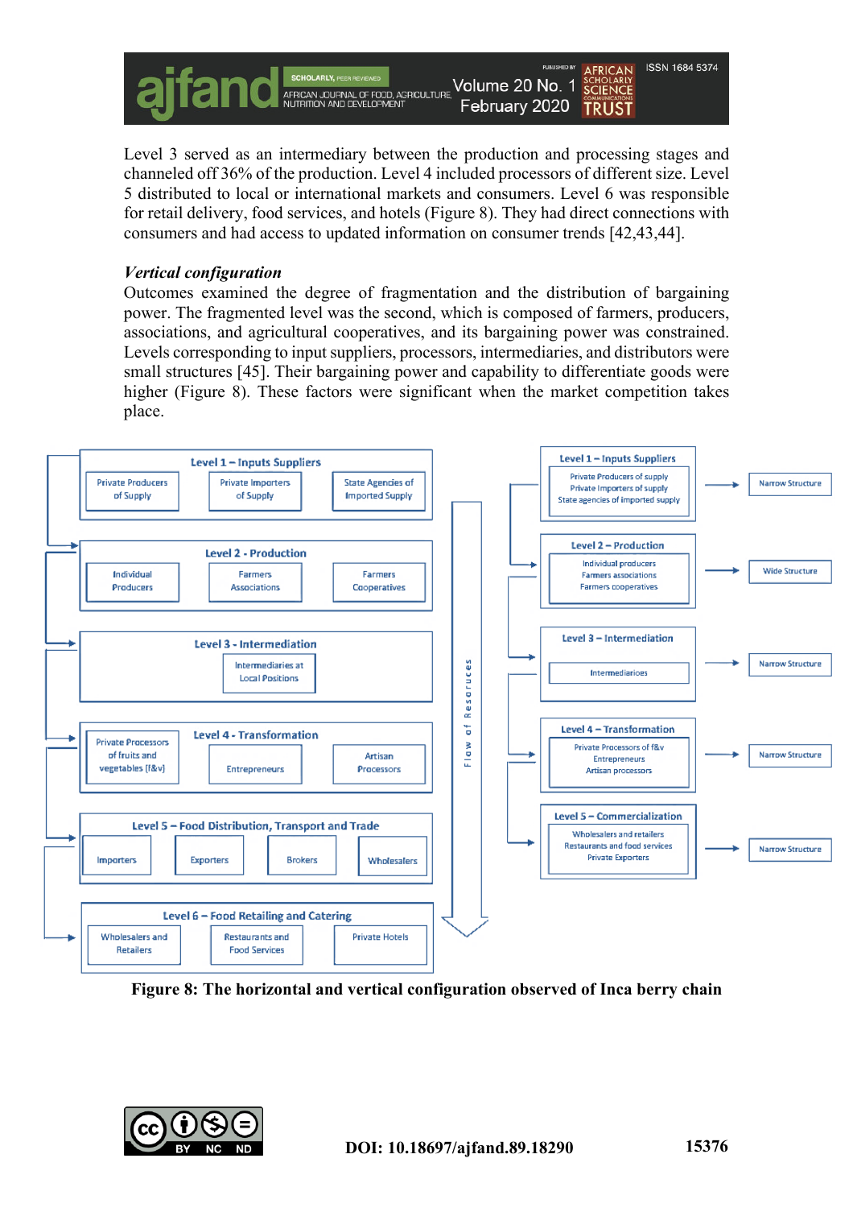Level 3 served as an intermediary between the production and processing stages and channeled off 36% of the production. Level 4 included processors of different size. Level 5 distributed to local or international markets and consumers. Level 6 was responsible for retail delivery, food services, and hotels (Figure 8). They had direct connections with consumers and had access to updated information on consumer trends [42,43,44].

*Vertical configuration*

Outcomes examined the degree of fragmentation and the distribution of bargaining power. The fragmented level was the second, which is composed of farmers, producers, associations, and agricultural cooperatives, and its bargaining power was constrained. Levels corresponding to input suppliers, processors, intermediaries, and distributors were small structures [45]. Their bargaining power and capability to differentiate goods were higher (Figure 8). These factors were significant when the market competition takes place.

**Figure 8: The horizontal and vertical configuration observed of Inca berry chain**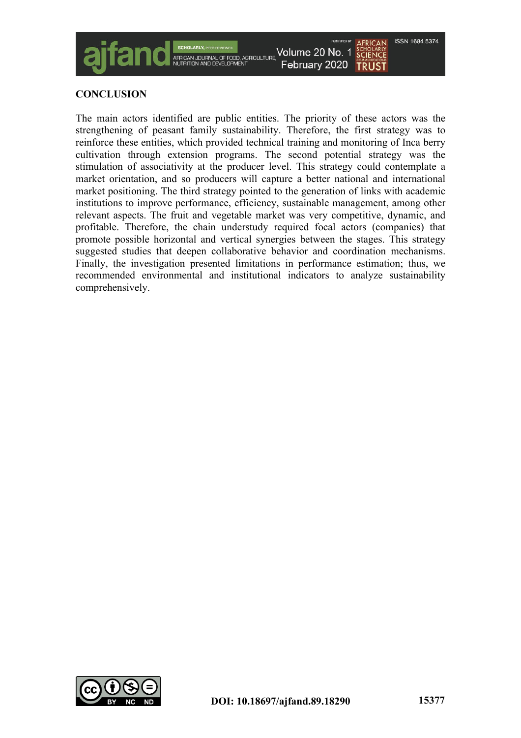## CONCLUSION

The main actors identified are public entities. The priority of these actors was the strengthening of peasant family sustainability. Therefore, the first strategy was to reinforce these entities, which provided technical training and monitoring of Inca berry cultivation through extension programs. The second potential strategy was the stimulation of associativity at the producer level. This strategy could contemplate a market orientation, and so producers will capture a better national and international market positioning. The third strategy pointed to the generation of links with academic institutions to improve performance, efficiency, sustainable management, among other relevant aspects. The fruit and vegetable market was very competitive, dynamic, and profitable. Therefore, the chain understudy required focal actors (companies) that promote possible horizontal and vertical synergies between the stages. This strategy suggested studies that deepen collaborative behavior and coordination mechanisms. Finally, the investigation presented limitations in performance estimation; thus, we recommended environmental and institutional indicators to analyze sustainability comprehensively.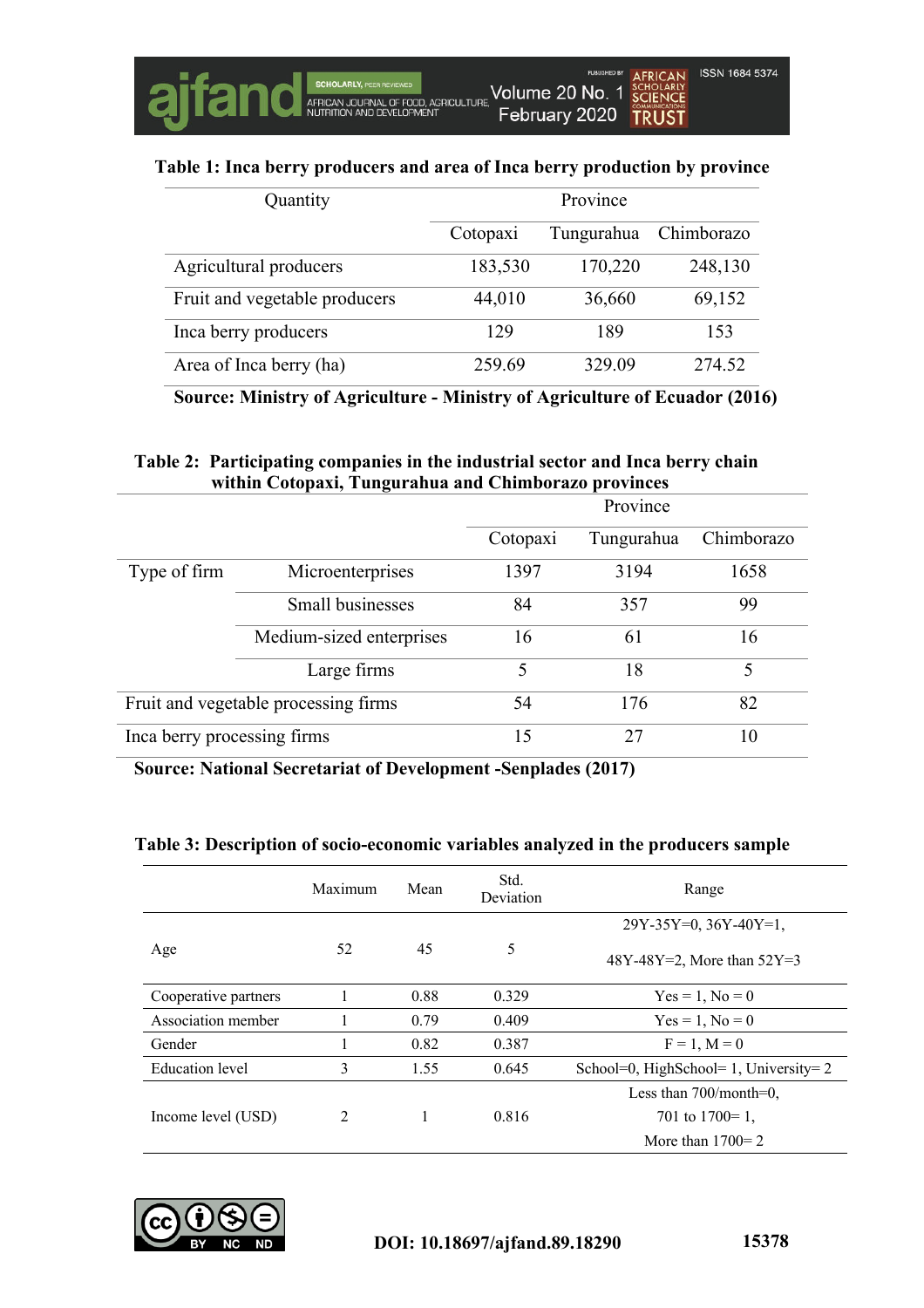**Table 1: Inca berry producers and area of Inca berry production by province**

| Quantity | Province | | |
|---|---|---|---|
| | Cotopaxi | Tungurahua | Chimborazo |
| Agricultural producers | 183,530 | 170,220 | 248,130 |
| Fruit and vegetable producers | 44,010 | 36,660 | 69,152 |
| Inca berry producers | 129 | 189 | 153 |
| Area of Inca berry (ha) | 259.69 | 329.09 | 274.52 |

**Source: Ministry of Agriculture - Ministry of Agriculture of Ecuador (2016)**

**Table 2: Participating companies in the industrial sector and Inca berry chain within Cotopaxi, Tungurahua and Chimborazo provinces**

| | | Province | | |
|---|---|---|---|---|
| | | Cotopaxi | Tungurahua | Chimborazo |
| Type of firm | Microenterprises | 1397 | 3194 | 1658 |
| | Small businesses | 84 | 357 | 99 |
| | Medium-sized enterprises | 16 | 61 | 16 |
| | Large firms | 5 | 18 | 5 |
| Fruit and vegetable processing firms | | 54 | 176 | 82 |
| Inca berry processing firms | | 15 | 27 | 10 |

**Source: National Secretariat of Development -Senplades (2017)**

**Table 3: Description of socio-economic variables analyzed in the producers sample**

| | Maximum | Mean | Std. Deviation | Range |
|---|---|---|---|---|
| Age | 52 | 45 | 5 | 29Y-35Y=0, 36Y-40Y=1, 48Y-48Y=2, More than 52Y=3 |
| Cooperative partners | 1 | 0.88 | 0.329 | Yes = 1, No = 0 |
| Association member | 1 | 0.79 | 0.409 | Yes = 1, No = 0 |
| Gender | 1 | 0.82 | 0.387 | F = 1, M = 0 |
| Education level | 3 | 1.55 | 0.645 | School=0, HighSchool= 1, University= 2 |
| Income level (USD) | 2 | 1 | 0.816 | Less than 700/month=0, 701 to 1700= 1, More than 1700= 2 |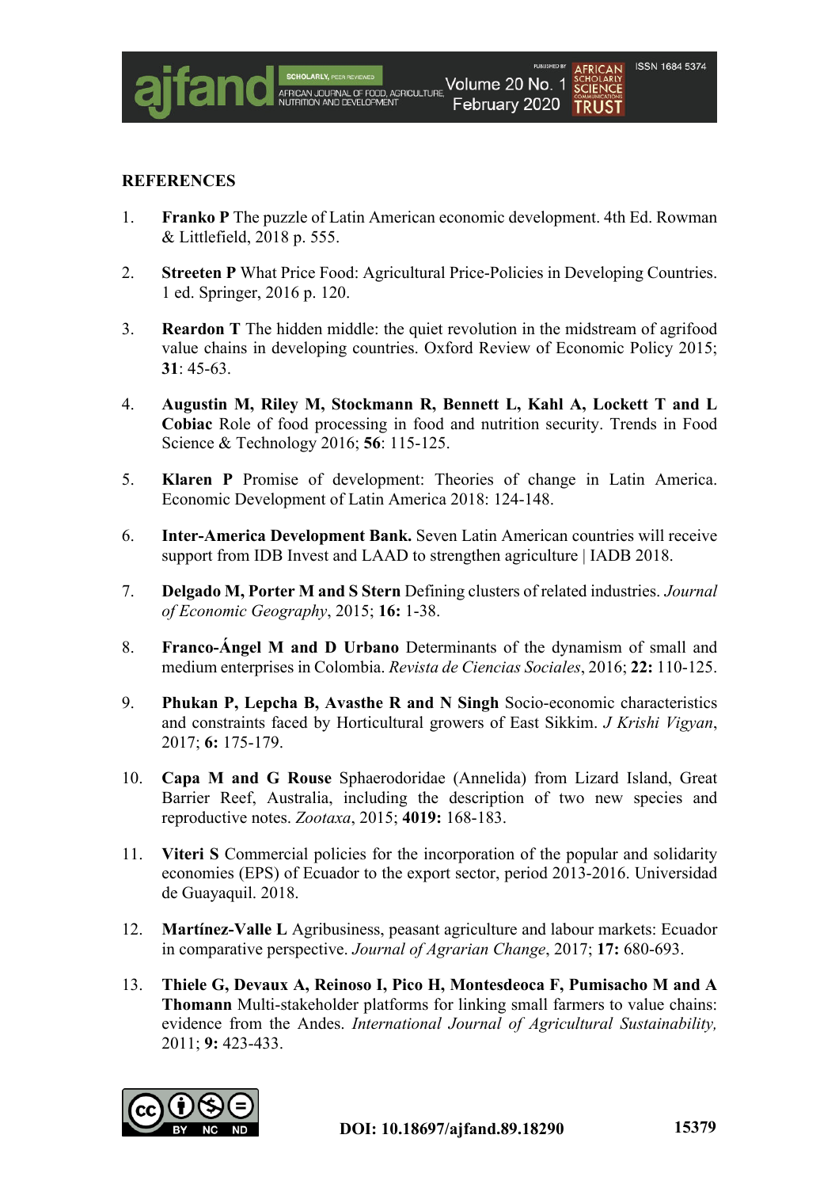**REFERENCES**

1. **Franko P** The puzzle of Latin American economic development. 4th Ed. Rowman & Littlefield, 2018 p. 555.

2. **Streeten P** What Price Food: Agricultural Price-Policies in Developing Countries. 1 ed. Springer, 2016 p. 120.

3. **Reardon T** The hidden middle: the quiet revolution in the midstream of agrifood value chains in developing countries. Oxford Review of Economic Policy 2015; **31**: 45-63.

4. **Augustin M, Riley M, Stockmann R, Bennett L, Kahl A, Lockett T and L Cobiac** Role of food processing in food and nutrition security. Trends in Food Science & Technology 2016; **56**: 115-125.

5. **Klaren P** Promise of development: Theories of change in Latin America. Economic Development of Latin America 2018: 124-148.

6. **Inter-America Development Bank.** Seven Latin American countries will receive support from IDB Invest and LAAD to strengthen agriculture | IADB 2018.

7. **Delgado M, Porter M and S Stern** Defining clusters of related industries. *Journal of Economic Geography*, 2015; **16:** 1-38.

8. **Franco-Ángel M and D Urbano** Determinants of the dynamism of small and medium enterprises in Colombia. *Revista de Ciencias Sociales*, 2016; **22:** 110-125.

9. **Phukan P, Lepcha B, Avasthe R and N Singh** Socio-economic characteristics and constraints faced by Horticultural growers of East Sikkim. *J Krishi Vigyan*, 2017; **6:** 175-179.

10. **Capa M and G Rouse** Sphaerodoridae (Annelida) from Lizard Island, Great Barrier Reef, Australia, including the description of two new species and reproductive notes. *Zootaxa*, 2015; **4019:** 168-183.

11. **Viteri S** Commercial policies for the incorporation of the popular and solidarity economies (EPS) of Ecuador to the export sector, period 2013-2016. Universidad de Guayaquil. 2018.

12. **Martínez-Valle L** Agribusiness, peasant agriculture and labour markets: Ecuador in comparative perspective. *Journal of Agrarian Change*, 2017; **17:** 680-693.

13. **Thiele G, Devaux A, Reinoso I, Pico H, Montesdeoca F, Pumisacho M and A Thomann** Multi-stakeholder platforms for linking small farmers to value chains: evidence from the Andes. *International Journal of Agricultural Sustainability,* 2011; **9:** 423-433.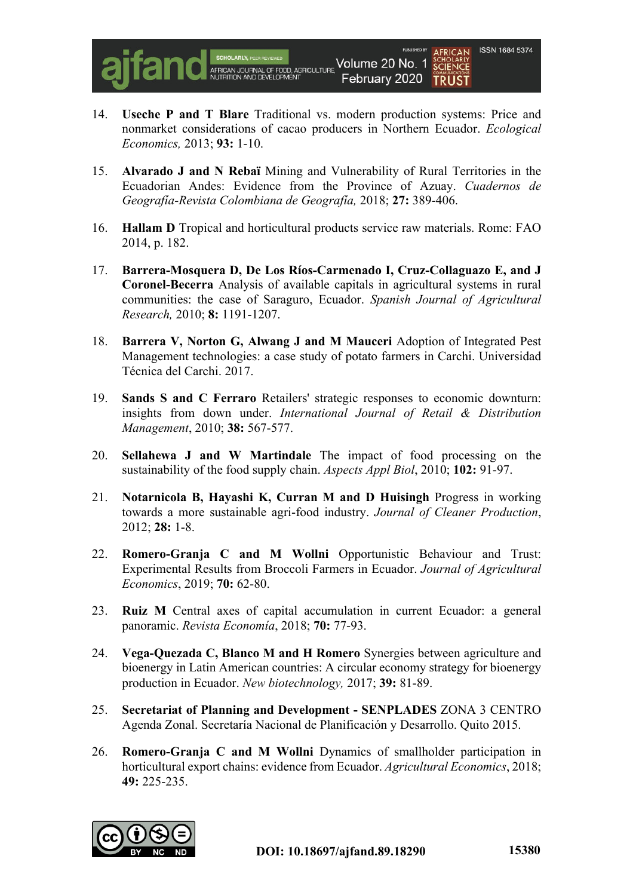14. **Useche P and T Blare** Traditional vs. modern production systems: Price and nonmarket considerations of cacao producers in Northern Ecuador. *Ecological Economics,* 2013; **93:** 1-10.

15. **Alvarado J and N Rebaï** Mining and Vulnerability of Rural Territories in the Ecuadorian Andes: Evidence from the Province of Azuay. *Cuadernos de Geografía-Revista Colombiana de Geografía,* 2018; **27:** 389-406.

16. **Hallam D** Tropical and horticultural products service raw materials. Rome: FAO 2014, p. 182.

17. **Barrera-Mosquera D, De Los Ríos-Carmenado I, Cruz-Collaguazo E, and J Coronel-Becerra** Analysis of available capitals in agricultural systems in rural communities: the case of Saraguro, Ecuador. *Spanish Journal of Agricultural Research,* 2010; **8:** 1191-1207.

18. **Barrera V, Norton G, Alwang J and M Mauceri** Adoption of Integrated Pest Management technologies: a case study of potato farmers in Carchi. Universidad Técnica del Carchi. 2017.

19. **Sands S and C Ferraro** Retailers' strategic responses to economic downturn: insights from down under. *International Journal of Retail & Distribution Management*, 2010; **38:** 567-577.

20. **Sellahewa J and W Martindale** The impact of food processing on the sustainability of the food supply chain. *Aspects Appl Biol*, 2010; **102:** 91-97.

21. **Notarnicola B, Hayashi K, Curran M and D Huisingh** Progress in working towards a more sustainable agri-food industry. *Journal of Cleaner Production*, 2012; **28:** 1-8.

22. **Romero-Granja C and M Wollni** Opportunistic Behaviour and Trust: Experimental Results from Broccoli Farmers in Ecuador. *Journal of Agricultural Economics*, 2019; **70:** 62-80.

23. **Ruiz M** Central axes of capital accumulation in current Ecuador: a general panoramic. *Revista Economía*, 2018; **70:** 77-93.

24. **Vega-Quezada C, Blanco M and H Romero** Synergies between agriculture and bioenergy in Latin American countries: A circular economy strategy for bioenergy production in Ecuador. *New biotechnology,* 2017; **39:** 81-89.

25. **Secretariat of Planning and Development - SENPLADES** ZONA 3 CENTRO Agenda Zonal. Secretaría Nacional de Planificación y Desarrollo. Quito 2015.

26. **Romero-Granja C and M Wollni** Dynamics of smallholder participation in horticultural export chains: evidence from Ecuador. *Agricultural Economics*, 2018; **49:** 225-235.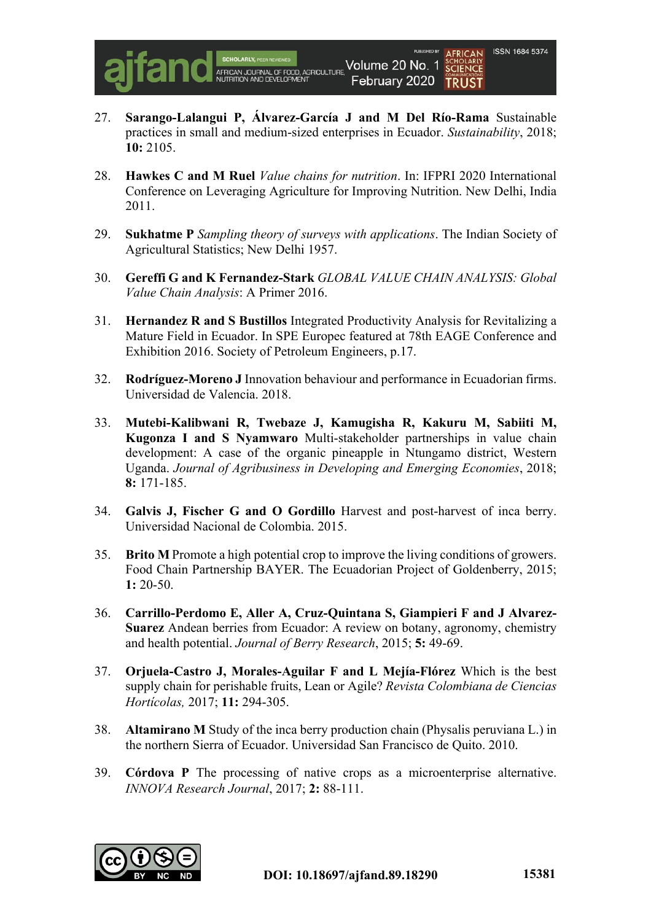27. **Sarango-Lalangui P, Álvarez-García J and M Del Río-Rama** Sustainable practices in small and medium-sized enterprises in Ecuador. *Sustainability*, 2018; **10:** 2105.

28. **Hawkes C and M Ruel** *Value chains for nutrition*. In: IFPRI 2020 International Conference on Leveraging Agriculture for Improving Nutrition. New Delhi, India 2011.

29. **Sukhatme P** *Sampling theory of surveys with applications*. The Indian Society of Agricultural Statistics; New Delhi 1957.

30. **Gereffi G and K Fernandez-Stark** *GLOBAL VALUE CHAIN ANALYSIS: Global Value Chain Analysis*: A Primer 2016.

31. **Hernandez R and S Bustillos** Integrated Productivity Analysis for Revitalizing a Mature Field in Ecuador. In SPE Europec featured at 78th EAGE Conference and Exhibition 2016. Society of Petroleum Engineers, p.17.

32. **Rodríguez-Moreno J** Innovation behaviour and performance in Ecuadorian firms. Universidad de Valencia. 2018.

33. **Mutebi-Kalibwani R, Twebaze J, Kamugisha R, Kakuru M, Sabiiti M, Kugonza I and S Nyamwaro** Multi-stakeholder partnerships in value chain development: A case of the organic pineapple in Ntungamo district, Western Uganda. *Journal of Agribusiness in Developing and Emerging Economies*, 2018; **8:** 171-185.

34. **Galvis J, Fischer G and O Gordillo** Harvest and post-harvest of inca berry. Universidad Nacional de Colombia. 2015.

35. **Brito M** Promote a high potential crop to improve the living conditions of growers. Food Chain Partnership BAYER. The Ecuadorian Project of Goldenberry, 2015; **1:** 20-50.

36. **Carrillo-Perdomo E, Aller A, Cruz-Quintana S, Giampieri F and J Alvarez-Suarez** Andean berries from Ecuador: A review on botany, agronomy, chemistry and health potential. *Journal of Berry Research*, 2015; **5:** 49-69.

37. **Orjuela-Castro J, Morales-Aguilar F and L Mejía-Flórez** Which is the best supply chain for perishable fruits, Lean or Agile? *Revista Colombiana de Ciencias Hortícolas,* 2017; **11:** 294-305.

38. **Altamirano M** Study of the inca berry production chain (Physalis peruviana L.) in the northern Sierra of Ecuador. Universidad San Francisco de Quito. 2010.

39. **Córdova P** The processing of native crops as a microenterprise alternative. *INNOVA Research Journal*, 2017; **2:** 88-111.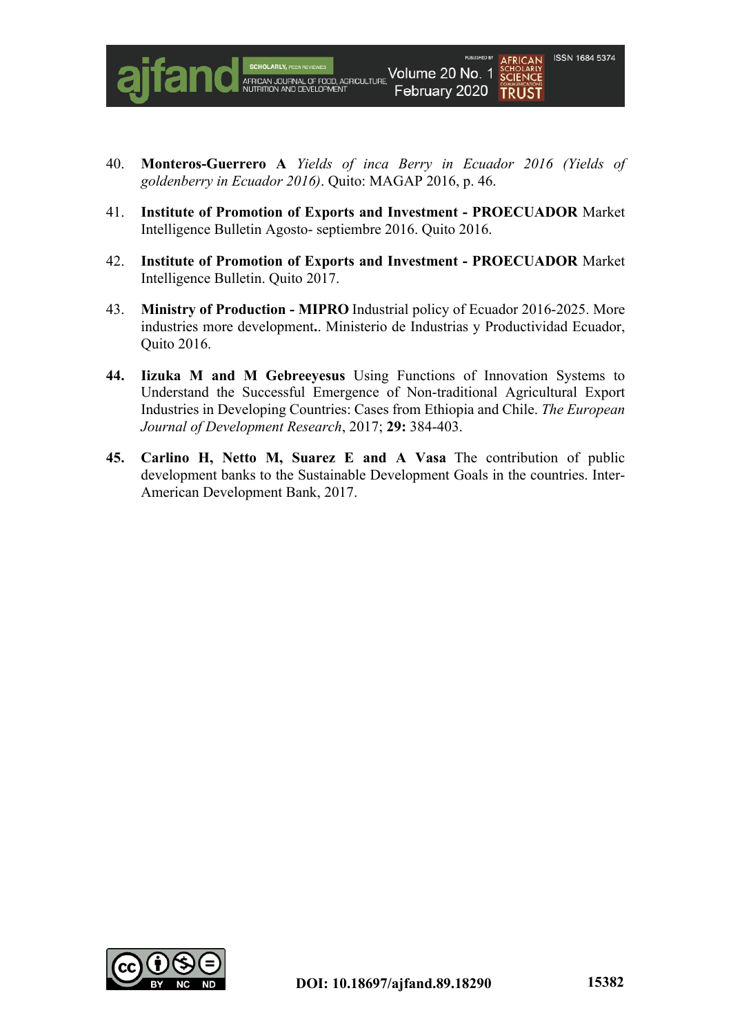40. **Monteros-Guerrero A** *Yields of inca Berry in Ecuador 2016 (Yields of goldenberry in Ecuador 2016)*. Quito: MAGAP 2016, p. 46.

41. **Institute of Promotion of Exports and Investment - PROECUADOR** Market Intelligence Bulletin Agosto- septiembre 2016. Quito 2016.

42. **Institute of Promotion of Exports and Investment - PROECUADOR** Market Intelligence Bulletin. Quito 2017.

43. **Ministry of Production - MIPRO** Industrial policy of Ecuador 2016-2025. More industries more development**.**. Ministerio de Industrias y Productividad Ecuador, Quito 2016.

44. **Iizuka M and M Gebreeyesus** Using Functions of Innovation Systems to Understand the Successful Emergence of Non-traditional Agricultural Export Industries in Developing Countries: Cases from Ethiopia and Chile. *The European Journal of Development Research*, 2017; **29:** 384-403.

45. **Carlino H, Netto M, Suarez E and A Vasa** The contribution of public development banks to the Sustainable Development Goals in the countries. Inter-American Development Bank, 2017.